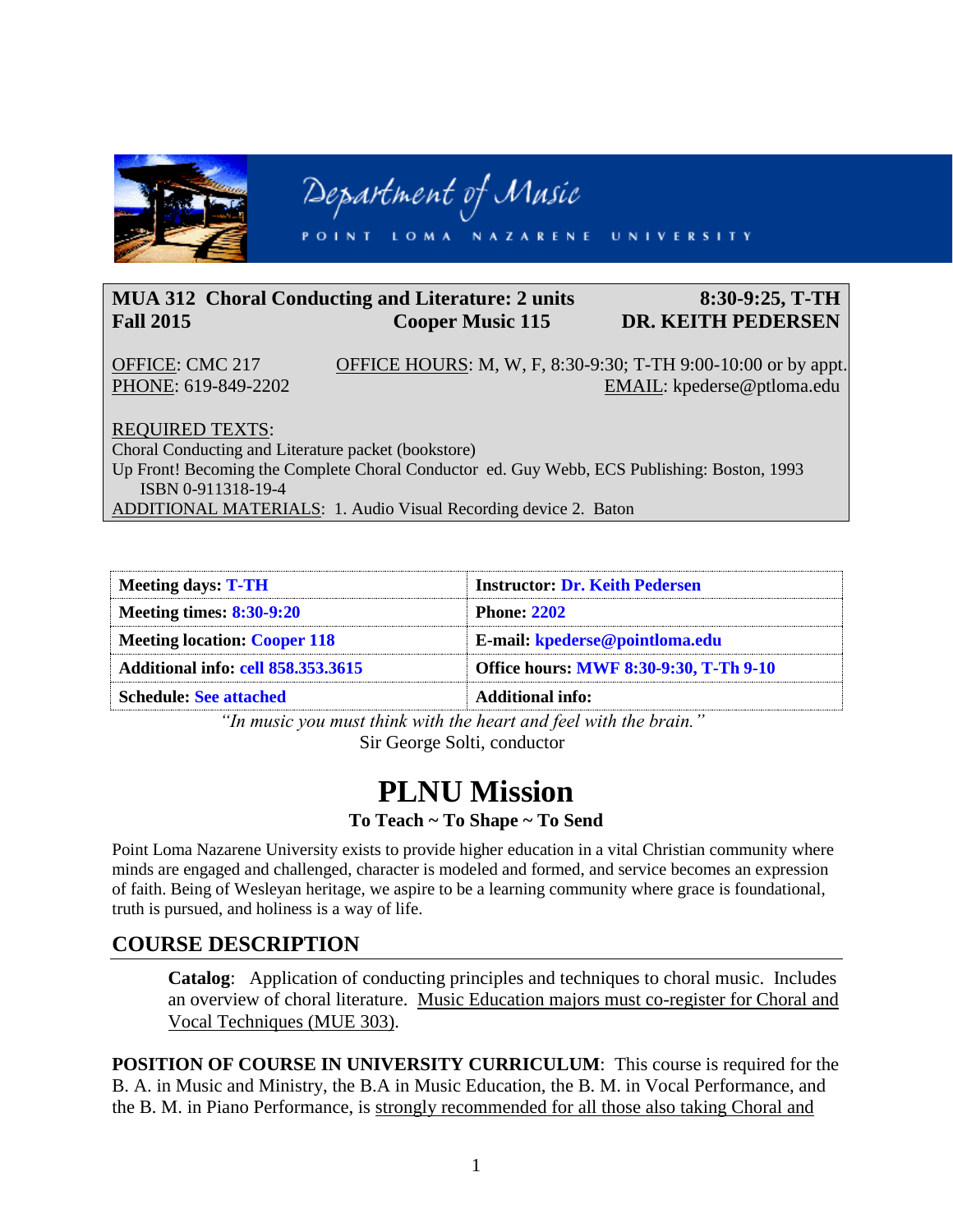Department of Music

POINT LOMA NAZARENE UNIVERSITY

**MUA 312 Choral Conducting and Literature: 2 units** **8:30-9:25, T-TH**
**Fall 2015** **Cooper Music 115** **DR. KEITH PEDERSEN**

OFFICE: CMC 217 OFFICE HOURS: M, W, F, 8:30-9:30; T-TH 9:00-10:00 or by appt.
PHONE: 619-849-2202 EMAIL: kpederse@ptloma.edu

REQUIRED TEXTS:
Choral Conducting and Literature packet (bookstore)
Up Front! Becoming the Complete Choral Conductor ed. Guy Webb, ECS Publishing: Boston, 1993
ISBN 0-911318-19-4
ADDITIONAL MATERIALS: 1. Audio Visual Recording device 2. Baton

| | |
|---|---|
| **Meeting days: T-TH** | **Instructor: Dr. Keith Pedersen** |
| **Meeting times: 8:30-9:20** | **Phone: 2202** |
| **Meeting location: Cooper 118** | **E-mail: kpederse@pointloma.edu** |
| **Additional info: cell 858.353.3615** | **Office hours: MWF 8:30-9:30, T-Th 9-10** |
| **Schedule: See attached** | **Additional info:** |

*"In music you must think with the heart and feel with the brain."*
Sir George Solti, conductor

# PLNU Mission

**To Teach ~ To Shape ~ To Send**

Point Loma Nazarene University exists to provide higher education in a vital Christian community where minds are engaged and challenged, character is modeled and formed, and service becomes an expression of faith. Being of Wesleyan heritage, we aspire to be a learning community where grace is foundational, truth is pursued, and holiness is a way of life.

## COURSE DESCRIPTION

**Catalog**: Application of conducting principles and techniques to choral music. Includes an overview of choral literature. Music Education majors must co-register for Choral and Vocal Techniques (MUE 303).

**POSITION OF COURSE IN UNIVERSITY CURRICULUM**: This course is required for the B. A. in Music and Ministry, the B.A in Music Education, the B. M. in Vocal Performance, and the B. M. in Piano Performance, is strongly recommended for all those also taking Choral and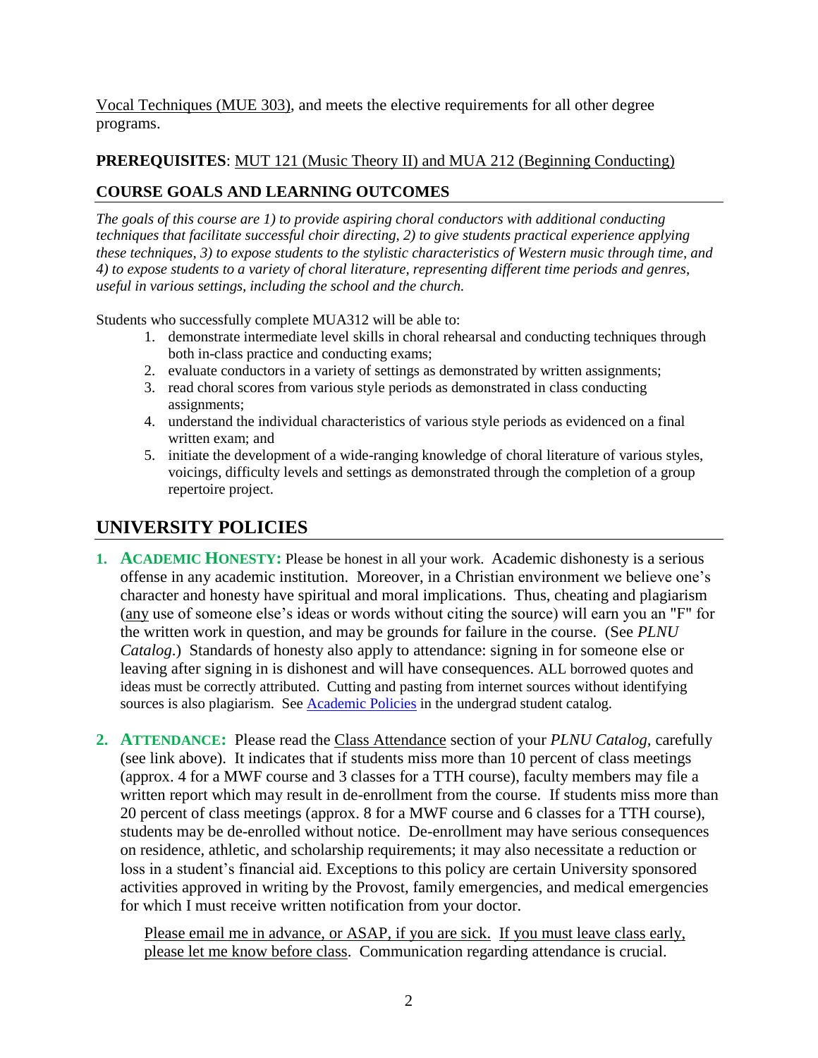Vocal Techniques (MUE 303), and meets the elective requirements for all other degree programs.

**PREREQUISITES**: MUT 121 (Music Theory II) and MUA 212 (Beginning Conducting)

### COURSE GOALS AND LEARNING OUTCOMES

*The goals of this course are 1) to provide aspiring choral conductors with additional conducting techniques that facilitate successful choir directing, 2) to give students practical experience applying these techniques, 3) to expose students to the stylistic characteristics of Western music through time, and 4) to expose students to a variety of choral literature, representing different time periods and genres, useful in various settings, including the school and the church.*

Students who successfully complete MUA312 will be able to:

1. demonstrate intermediate level skills in choral rehearsal and conducting techniques through both in-class practice and conducting exams;
2. evaluate conductors in a variety of settings as demonstrated by written assignments;
3. read choral scores from various style periods as demonstrated in class conducting assignments;
4. understand the individual characteristics of various style periods as evidenced on a final written exam; and
5. initiate the development of a wide-ranging knowledge of choral literature of various styles, voicings, difficulty levels and settings as demonstrated through the completion of a group repertoire project.

## UNIVERSITY POLICIES

1. **ACADEMIC HONESTY:** Please be honest in all your work. Academic dishonesty is a serious offense in any academic institution. Moreover, in a Christian environment we believe one's character and honesty have spiritual and moral implications. Thus, cheating and plagiarism (any use of someone else's ideas or words without citing the source) will earn you an "F" for the written work in question, and may be grounds for failure in the course. (See *PLNU Catalog*.) Standards of honesty also apply to attendance: signing in for someone else or leaving after signing in is dishonest and will have consequences. ALL borrowed quotes and ideas must be correctly attributed. Cutting and pasting from internet sources without identifying sources is also plagiarism. See Academic Policies in the undergrad student catalog.

2. **ATTENDANCE:** Please read the Class Attendance section of your *PLNU Catalog*, carefully (see link above). It indicates that if students miss more than 10 percent of class meetings (approx. 4 for a MWF course and 3 classes for a TTH course), faculty members may file a written report which may result in de-enrollment from the course. If students miss more than 20 percent of class meetings (approx. 8 for a MWF course and 6 classes for a TTH course), students may be de-enrolled without notice. De-enrollment may have serious consequences on residence, athletic, and scholarship requirements; it may also necessitate a reduction or loss in a student's financial aid. Exceptions to this policy are certain University sponsored activities approved in writing by the Provost, family emergencies, and medical emergencies for which I must receive written notification from your doctor.

   Please email me in advance, or ASAP, if you are sick. If you must leave class early, please let me know before class. Communication regarding attendance is crucial.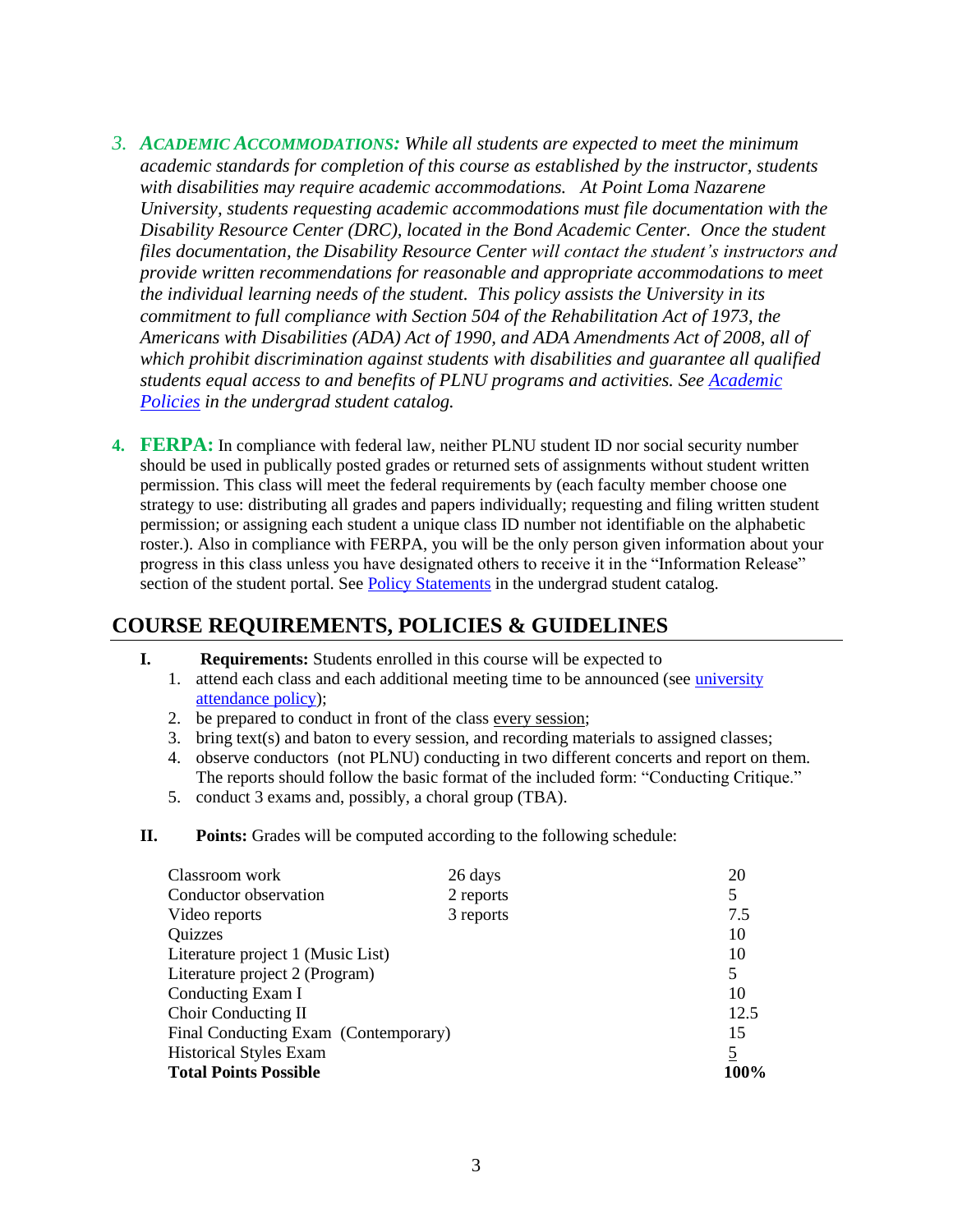3. ***ACADEMIC ACCOMMODATIONS:*** *While all students are expected to meet the minimum academic standards for completion of this course as established by the instructor, students with disabilities may require academic accommodations. At Point Loma Nazarene University, students requesting academic accommodations must file documentation with the Disability Resource Center (DRC), located in the Bond Academic Center. Once the student files documentation, the Disability Resource Center will contact the student's instructors and provide written recommendations for reasonable and appropriate accommodations to meet the individual learning needs of the student. This policy assists the University in its commitment to full compliance with Section 504 of the Rehabilitation Act of 1973, the Americans with Disabilities (ADA) Act of 1990, and ADA Amendments Act of 2008, all of which prohibit discrimination against students with disabilities and guarantee all qualified students equal access to and benefits of PLNU programs and activities. See [Academic Policies]() in the undergrad student catalog.*

4. **FERPA:** In compliance with federal law, neither PLNU student ID nor social security number should be used in publically posted grades or returned sets of assignments without student written permission. This class will meet the federal requirements by (each faculty member choose one strategy to use: distributing all grades and papers individually; requesting and filing written student permission; or assigning each student a unique class ID number not identifiable on the alphabetic roster.). Also in compliance with FERPA, you will be the only person given information about your progress in this class unless you have designated others to receive it in the "Information Release" section of the student portal. See [Policy Statements]() in the undergrad student catalog.

## COURSE REQUIREMENTS, POLICIES & GUIDELINES

**I. Requirements:** Students enrolled in this course will be expected to

1. attend each class and each additional meeting time to be announced (see [university attendance policy]());
2. be prepared to conduct in front of the class every session;
3. bring text(s) and baton to every session, and recording materials to assigned classes;
4. observe conductors (not PLNU) conducting in two different concerts and report on them. The reports should follow the basic format of the included form: "Conducting Critique."
5. conduct 3 exams and, possibly, a choral group (TBA).

**II. Points:** Grades will be computed according to the following schedule:

| | | |
|---|---|---|
| Classroom work | 26 days | 20 |
| Conductor observation | 2 reports | 5 |
| Video reports | 3 reports | 7.5 |
| Quizzes | | 10 |
| Literature project 1 (Music List) | | 10 |
| Literature project 2 (Program) | | 5 |
| Conducting Exam I | | 10 |
| Choir Conducting II | | 12.5 |
| Final Conducting Exam (Contemporary) | | 15 |
| Historical Styles Exam | | 5 |
| **Total Points Possible** | | **100%** |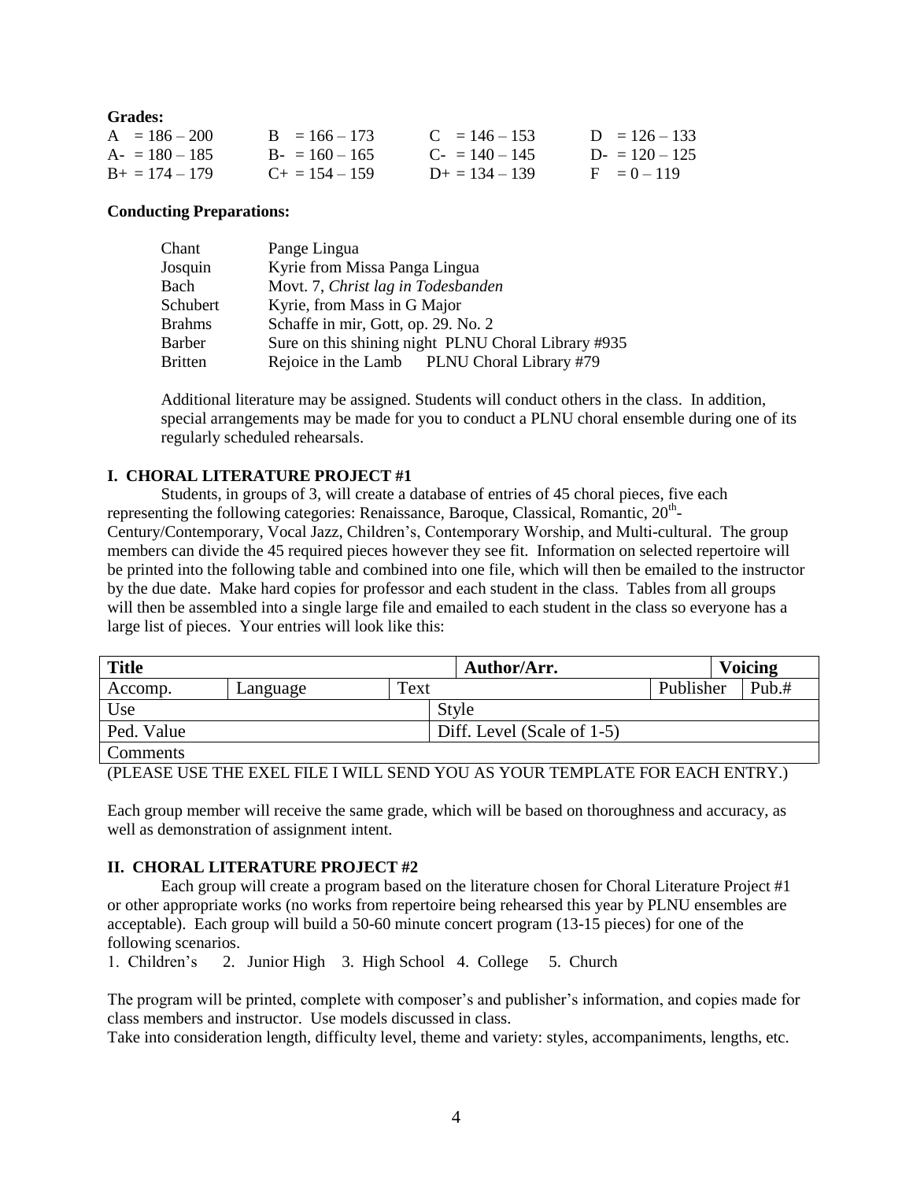**Grades:**

| | | | |
|---|---|---|---|
| A = 186 – 200 | B = 166 – 173 | C = 146 – 153 | D = 126 – 133 |
| A- = 180 – 185 | B- = 160 – 165 | C- = 140 – 145 | D- = 120 – 125 |
| B+ = 174 – 179 | C+ = 154 – 159 | D+ = 134 – 139 | F = 0 – 119 |

**Conducting Preparations:**

| | |
|---|---|
| Chant | Pange Lingua |
| Josquin | Kyrie from Missa Panga Lingua |
| Bach | Movt. 7, *Christ lag in Todesbanden* |
| Schubert | Kyrie, from Mass in G Major |
| Brahms | Schaffe in mir, Gott, op. 29. No. 2 |
| Barber | Sure on this shining night PLNU Choral Library #935 |
| Britten | Rejoice in the Lamb PLNU Choral Library #79 |

Additional literature may be assigned. Students will conduct others in the class. In addition, special arrangements may be made for you to conduct a PLNU choral ensemble during one of its regularly scheduled rehearsals.

**I. CHORAL LITERATURE PROJECT #1**

Students, in groups of 3, will create a database of entries of 45 choral pieces, five each representing the following categories: Renaissance, Baroque, Classical, Romantic, 20th-Century/Contemporary, Vocal Jazz, Children's, Contemporary Worship, and Multi-cultural. The group members can divide the 45 required pieces however they see fit. Information on selected repertoire will be printed into the following table and combined into one file, which will then be emailed to the instructor by the due date. Make hard copies for professor and each student in the class. Tables from all groups will then be assembled into a single large file and emailed to each student in the class so everyone has a large list of pieces. Your entries will look like this:

| Title | | | Author/Arr. | | Voicing |
|---|---|---|---|---|---|
| Accomp. | Language | Text | | Publisher | Pub.# |
| Use | | | Style | | |
| Ped. Value | | | Diff. Level (Scale of 1-5) | | |
| Comments | | | | | |

(PLEASE USE THE EXEL FILE I WILL SEND YOU AS YOUR TEMPLATE FOR EACH ENTRY.)

Each group member will receive the same grade, which will be based on thoroughness and accuracy, as well as demonstration of assignment intent.

**II. CHORAL LITERATURE PROJECT #2**

Each group will create a program based on the literature chosen for Choral Literature Project #1 or other appropriate works (no works from repertoire being rehearsed this year by PLNU ensembles are acceptable). Each group will build a 50-60 minute concert program (13-15 pieces) for one of the following scenarios.

1. Children's 2. Junior High 3. High School 4. College 5. Church

The program will be printed, complete with composer's and publisher's information, and copies made for class members and instructor. Use models discussed in class.

Take into consideration length, difficulty level, theme and variety: styles, accompaniments, lengths, etc.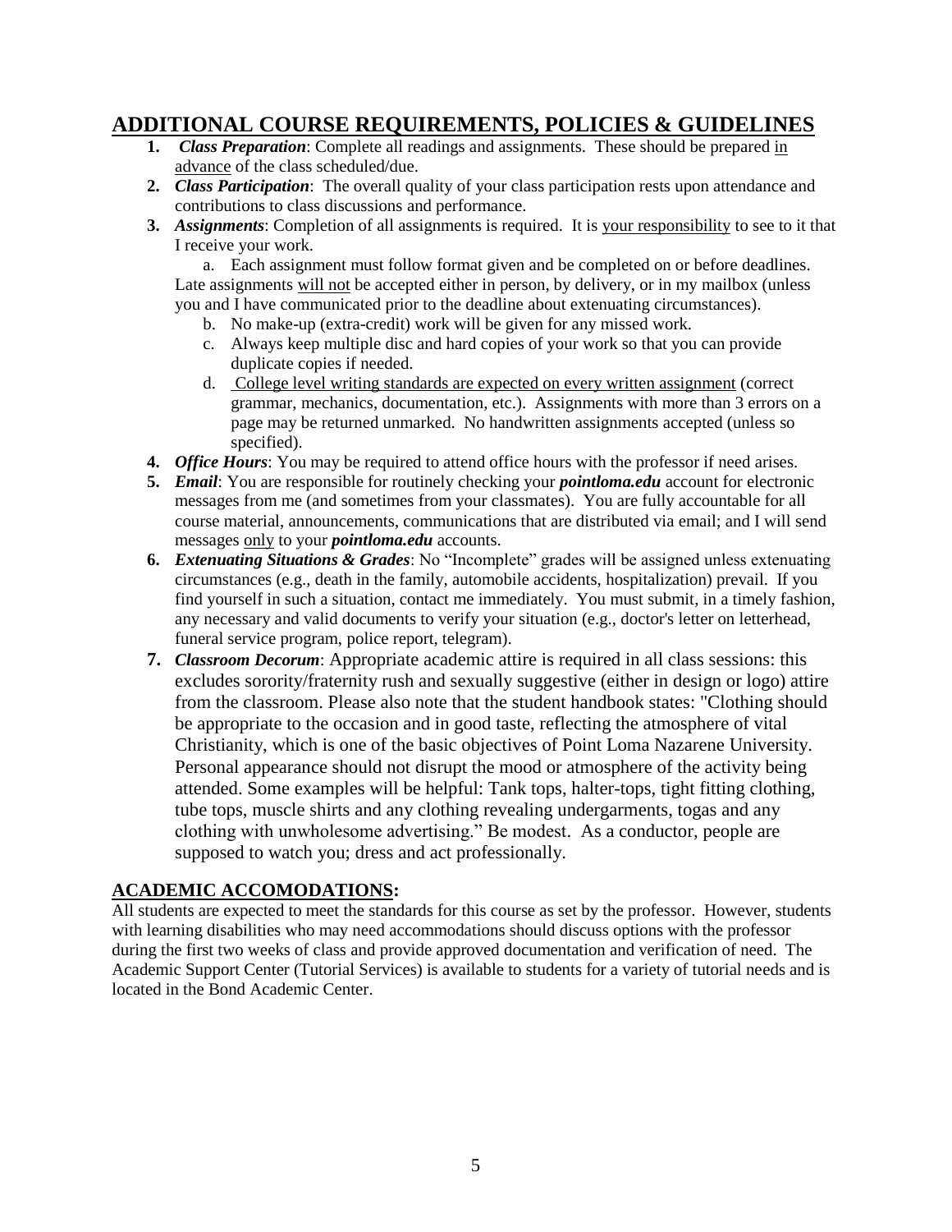## ADDITIONAL COURSE REQUIREMENTS, POLICIES & GUIDELINES

1. ***Class Preparation***: Complete all readings and assignments. These should be prepared in advance of the class scheduled/due.
2. ***Class Participation***: The overall quality of your class participation rests upon attendance and contributions to class discussions and performance.
3. ***Assignments***: Completion of all assignments is required. It is your responsibility to see to it that I receive your work.

   a. Each assignment must follow format given and be completed on or before deadlines. Late assignments will not be accepted either in person, by delivery, or in my mailbox (unless you and I have communicated prior to the deadline about extenuating circumstances).

   b. No make-up (extra-credit) work will be given for any missed work.

   c. Always keep multiple disc and hard copies of your work so that you can provide duplicate copies if needed.

   d. College level writing standards are expected on every written assignment (correct grammar, mechanics, documentation, etc.). Assignments with more than 3 errors on a page may be returned unmarked. No handwritten assignments accepted (unless so specified).
4. ***Office Hours***: You may be required to attend office hours with the professor if need arises.
5. ***Email***: You are responsible for routinely checking your ***pointloma.edu*** account for electronic messages from me (and sometimes from your classmates). You are fully accountable for all course material, announcements, communications that are distributed via email; and I will send messages only to your ***pointloma.edu*** accounts.
6. ***Extenuating Situations & Grades***: No "Incomplete" grades will be assigned unless extenuating circumstances (e.g., death in the family, automobile accidents, hospitalization) prevail. If you find yourself in such a situation, contact me immediately. You must submit, in a timely fashion, any necessary and valid documents to verify your situation (e.g., doctor's letter on letterhead, funeral service program, police report, telegram).
7. ***Classroom Decorum***: Appropriate academic attire is required in all class sessions: this excludes sorority/fraternity rush and sexually suggestive (either in design or logo) attire from the classroom. Please also note that the student handbook states: "Clothing should be appropriate to the occasion and in good taste, reflecting the atmosphere of vital Christianity, which is one of the basic objectives of Point Loma Nazarene University. Personal appearance should not disrupt the mood or atmosphere of the activity being attended. Some examples will be helpful: Tank tops, halter-tops, tight fitting clothing, tube tops, muscle shirts and any clothing revealing undergarments, togas and any clothing with unwholesome advertising." Be modest. As a conductor, people are supposed to watch you; dress and act professionally.

### ACADEMIC ACCOMODATIONS:

All students are expected to meet the standards for this course as set by the professor. However, students with learning disabilities who may need accommodations should discuss options with the professor during the first two weeks of class and provide approved documentation and verification of need. The Academic Support Center (Tutorial Services) is available to students for a variety of tutorial needs and is located in the Bond Academic Center.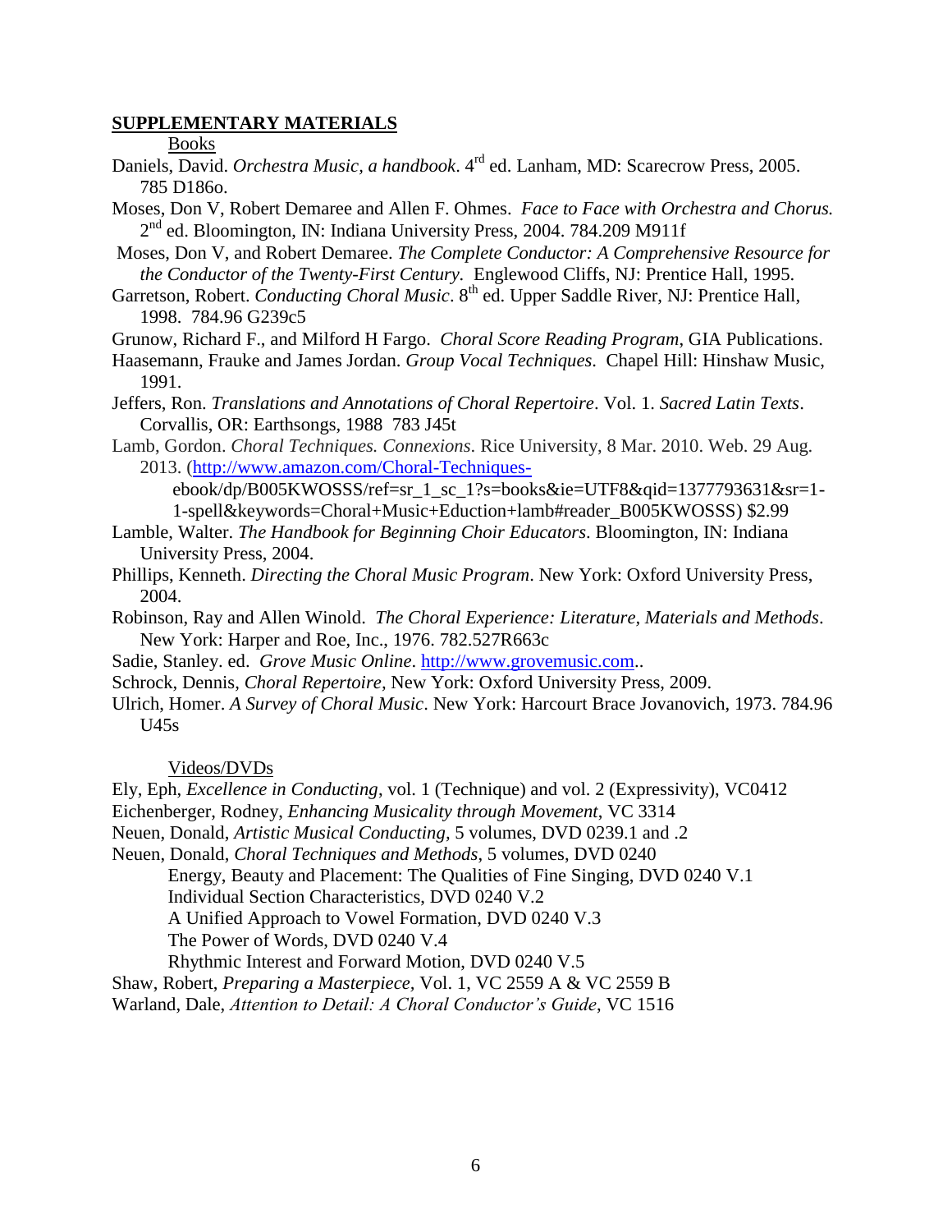## SUPPLEMENTARY MATERIALS

Books

Daniels, David. *Orchestra Music, a handbook*. 4rd ed. Lanham, MD: Scarecrow Press, 2005. 785 D186o.

Moses, Don V, Robert Demaree and Allen F. Ohmes. *Face to Face with Orchestra and Chorus.* 2nd ed. Bloomington, IN: Indiana University Press, 2004. 784.209 M911f

Moses, Don V, and Robert Demaree. *The Complete Conductor: A Comprehensive Resource for the Conductor of the Twenty-First Century.* Englewood Cliffs, NJ: Prentice Hall, 1995.

Garretson, Robert. *Conducting Choral Music*. 8th ed. Upper Saddle River, NJ: Prentice Hall, 1998. 784.96 G239c5

Grunow, Richard F., and Milford H Fargo. *Choral Score Reading Program*, GIA Publications.

Haasemann, Frauke and James Jordan. *Group Vocal Techniques.* Chapel Hill: Hinshaw Music, 1991.

Jeffers, Ron. *Translations and Annotations of Choral Repertoire*. Vol. 1. *Sacred Latin Texts*. Corvallis, OR: Earthsongs, 1988 783 J45t

Lamb, Gordon. *Choral Techniques. Connexions*. Rice University, 8 Mar. 2010. Web. 29 Aug. 2013. (http://www.amazon.com/Choral-Techniques-ebook/dp/B005KWOSSS/ref=sr_1_sc_1?s=books&ie=UTF8&qid=1377793631&sr=1-1-spell&keywords=Choral+Music+Eduction+lamb#reader_B005KWOSSS) $2.99

Lamble, Walter. *The Handbook for Beginning Choir Educators*. Bloomington, IN: Indiana University Press, 2004.

Phillips, Kenneth. *Directing the Choral Music Program*. New York: Oxford University Press, 2004.

Robinson, Ray and Allen Winold. *The Choral Experience: Literature, Materials and Methods*. New York: Harper and Roe, Inc., 1976. 782.527R663c

Sadie, Stanley. ed. *Grove Music Online*. http://www.grovemusic.com..

Schrock, Dennis, *Choral Repertoire,* New York: Oxford University Press, 2009.

Ulrich, Homer. *A Survey of Choral Music*. New York: Harcourt Brace Jovanovich, 1973. 784.96 U45s

Videos/DVDs

Ely, Eph, *Excellence in Conducting*, vol. 1 (Technique) and vol. 2 (Expressivity), VC0412

Eichenberger, Rodney, *Enhancing Musicality through Movement*, VC 3314

Neuen, Donald, *Artistic Musical Conducting*, 5 volumes, DVD 0239.1 and .2

Neuen, Donald, *Choral Techniques and Methods*, 5 volumes, DVD 0240

- Energy, Beauty and Placement: The Qualities of Fine Singing, DVD 0240 V.1
- Individual Section Characteristics, DVD 0240 V.2
- A Unified Approach to Vowel Formation, DVD 0240 V.3
- The Power of Words, DVD 0240 V.4
- Rhythmic Interest and Forward Motion, DVD 0240 V.5

Shaw, Robert, *Preparing a Masterpiece*, Vol. 1, VC 2559 A & VC 2559 B

Warland, Dale, *Attention to Detail: A Choral Conductor's Guide*, VC 1516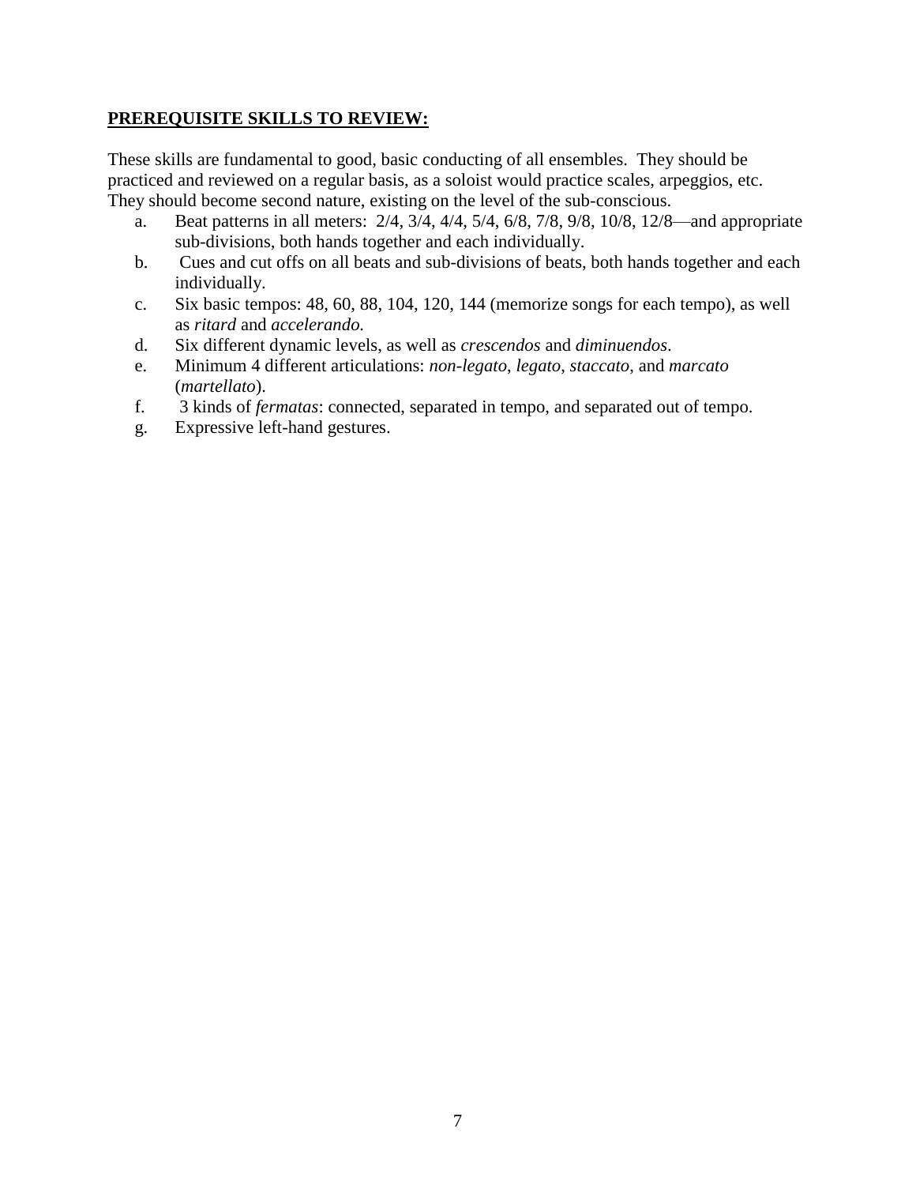**PREREQUISITE SKILLS TO REVIEW:**

These skills are fundamental to good, basic conducting of all ensembles. They should be practiced and reviewed on a regular basis, as a soloist would practice scales, arpeggios, etc. They should become second nature, existing on the level of the sub-conscious.

a. Beat patterns in all meters: 2/4, 3/4, 4/4, 5/4, 6/8, 7/8, 9/8, 10/8, 12/8—and appropriate sub-divisions, both hands together and each individually.
b. Cues and cut offs on all beats and sub-divisions of beats, both hands together and each individually.
c. Six basic tempos: 48, 60, 88, 104, 120, 144 (memorize songs for each tempo), as well as *ritard* and *accelerando.*
d. Six different dynamic levels, as well as *crescendos* and *diminuendos*.
e. Minimum 4 different articulations: *non-legato*, *legato*, *staccato*, and *marcato* (*martellato*).
f. 3 kinds of *fermatas*: connected, separated in tempo, and separated out of tempo.
g. Expressive left-hand gestures.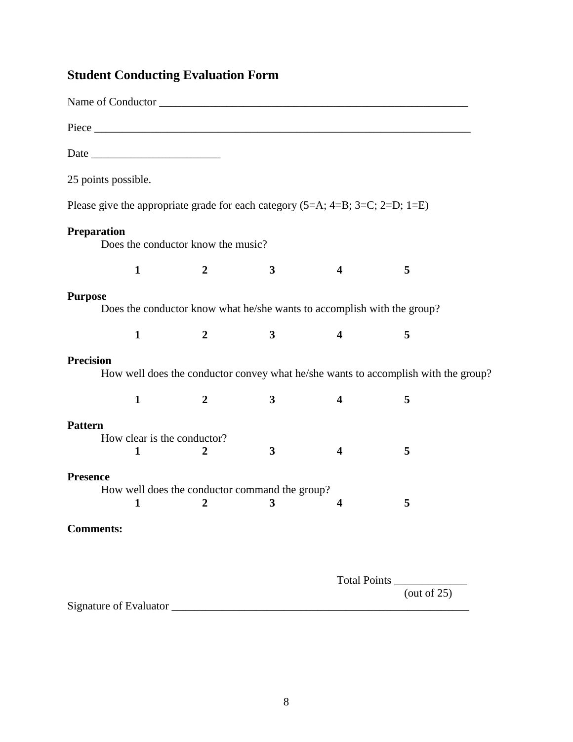## Student Conducting Evaluation Form

Name of Conductor ___________________________________________________________

Piece ___________________________________________________________________________

Date ________________________

25 points possible.

Please give the appropriate grade for each category (5=A; 4=B; 3=C; 2=D; 1=E)

**Preparation**

Does the conductor know the music?

**1** **2** **3** **4** **5**

**Purpose**

Does the conductor know what he/she wants to accomplish with the group?

**1** **2** **3** **4** **5**

**Precision**

How well does the conductor convey what he/she wants to accomplish with the group?

**1** **2** **3** **4** **5**

**Pattern**

How clear is the conductor?

**1** **2** **3** **4** **5**

**Presence**

How well does the conductor command the group?

**1** **2** **3** **4** **5**

**Comments:**

Total Points _____________
(out of 25)

Signature of Evaluator ________________________________________________________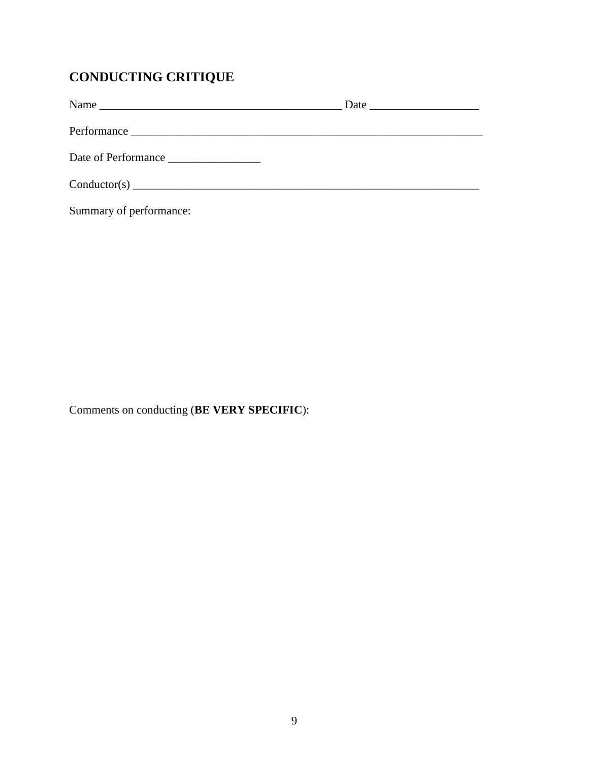# CONDUCTING CRITIQUE

Name ___________________________________________ Date ___________________

Performance _______________________________________________________________

Date of Performance ________________

Conductor(s) ______________________________________________________________

Summary of performance:

Comments on conducting (**BE VERY SPECIFIC**):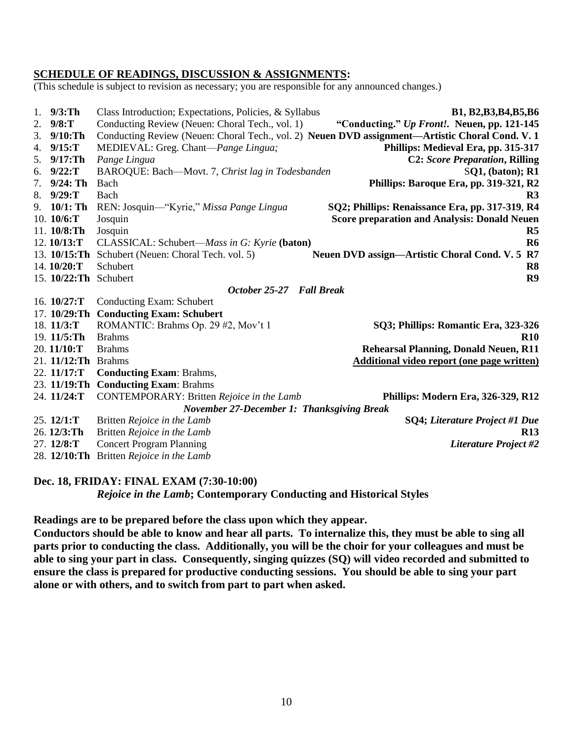## SCHEDULE OF READINGS, DISCUSSION & ASSIGNMENTS:

(This schedule is subject to revision as necessary; you are responsible for any announced changes.)

| # | Date | Topic | Assignment |
|---|---|---|---|
| 1. | **9/3:Th** | Class Introduction; Expectations, Policies, & Syllabus | **B1, B2,B3,B4,B5,B6** |
| 2. | **9/8:T** | Conducting Review (Neuen: Choral Tech., vol. 1) | **"Conducting."** ***Up Front!*. Neuen, pp. 121-145** |
| 3. | **9/10:Th** | Conducting Review (Neuen: Choral Tech., vol. 2) | **Neuen DVD assignment—Artistic Choral Cond. V. 1** |
| 4. | **9/15:T** | MEDIEVAL: Greg. Chant—*Pange Lingua;* | **Phillips: Medieval Era, pp. 315-317** |
| 5. | **9/17:Th** | *Pange Lingua* | **C2:** ***Score Preparation*, Rilling** |
| 6. | **9/22:T** | BAROQUE: Bach—Movt. 7, *Christ lag in Todesbanden* | S**Q1, (baton); R1** |
| 7. | **9/24: Th** | Bach | **Phillips: Baroque Era, pp. 319-321, R2** |
| 8. | **9/29:T** | Bach | **R3** |
| 9. | **10/1: Th** | REN: Josquin—"Kyrie," *Missa Pange Lingua* | **SQ2; Phillips: Renaissance Era, pp. 317-319**, **R4** |
| 10. | **10/6:T** | Josquin | **Score preparation and Analysis: Donald Neuen** |
| 11. | **10/8:Th** | Josquin | **R5** |
| 12. | **10/13:T** | CLASSICAL: Schubert—*Mass in G: Kyrie* **(baton)** | **R6** |
| 13. | **10/15:Th** | Schubert (Neuen: Choral Tech. vol. 5) | **Neuen DVD assign—Artistic Choral Cond. V. 5 R7** |
| 14. | **10/20:T** | Schubert | **R8** |
| 15. | **10/22:Th** | Schubert | **R9** |
| | | ***October 25-27 Fall Break*** | |
| 16. | **10/27:T** | Conducting Exam: Schubert | |
| 17. | **10/29:Th** | **Conducting Exam: Schubert** | |
| 18. | **11/3:T** | ROMANTIC: Brahms Op. 29 #2, Mov't 1 | **SQ3; Phillips: Romantic Era, 323-326** |
| 19. | **11/5:Th** | Brahms | **R10** |
| 20. | **11/10:T** | Brahms | **Rehearsal Planning, Donald Neuen, R11** |
| 21. | **11/12:Th** | Brahms | **Additional video report (one page written)** |
| 22. | **11/17:T** | **Conducting Exam**: Brahms, | |
| 23. | **11/19:Th** | **Conducting Exam**: Brahms | |
| 24. | **11/24:T** | CONTEMPORARY: Britten *Rejoice in the Lamb* | **Phillips: Modern Era, 326-329, R12** |
| | | ***November 27-December 1: Thanksgiving Break*** | |
| 25. | **12/1:T** | Britten *Rejoice in the Lamb* | **SQ4;** ***Literature Project #1 Due*** |
| 26. | **12/3:Th** | Britten *Rejoice in the Lamb* | **R13** |
| 27. | **12/8:T** | Concert Program Planning | ***Literature Project #2*** |
| 28. | **12/10:Th** | Britten *Rejoice in the Lamb* | |

**Dec. 18, FRIDAY: FINAL EXAM (7:30-10:00)**
***Rejoice in the Lamb*; Contemporary Conducting and Historical Styles**

**Readings are to be prepared before the class upon which they appear.**
**Conductors should be able to know and hear all parts. To internalize this, they must be able to sing all parts prior to conducting the class. Additionally, you will be the choir for your colleagues and must be able to sing your part in class. Consequently, singing quizzes (SQ) will video recorded and submitted to ensure the class is prepared for productive conducting sessions. You should be able to sing your part alone or with others, and to switch from part to part when asked.**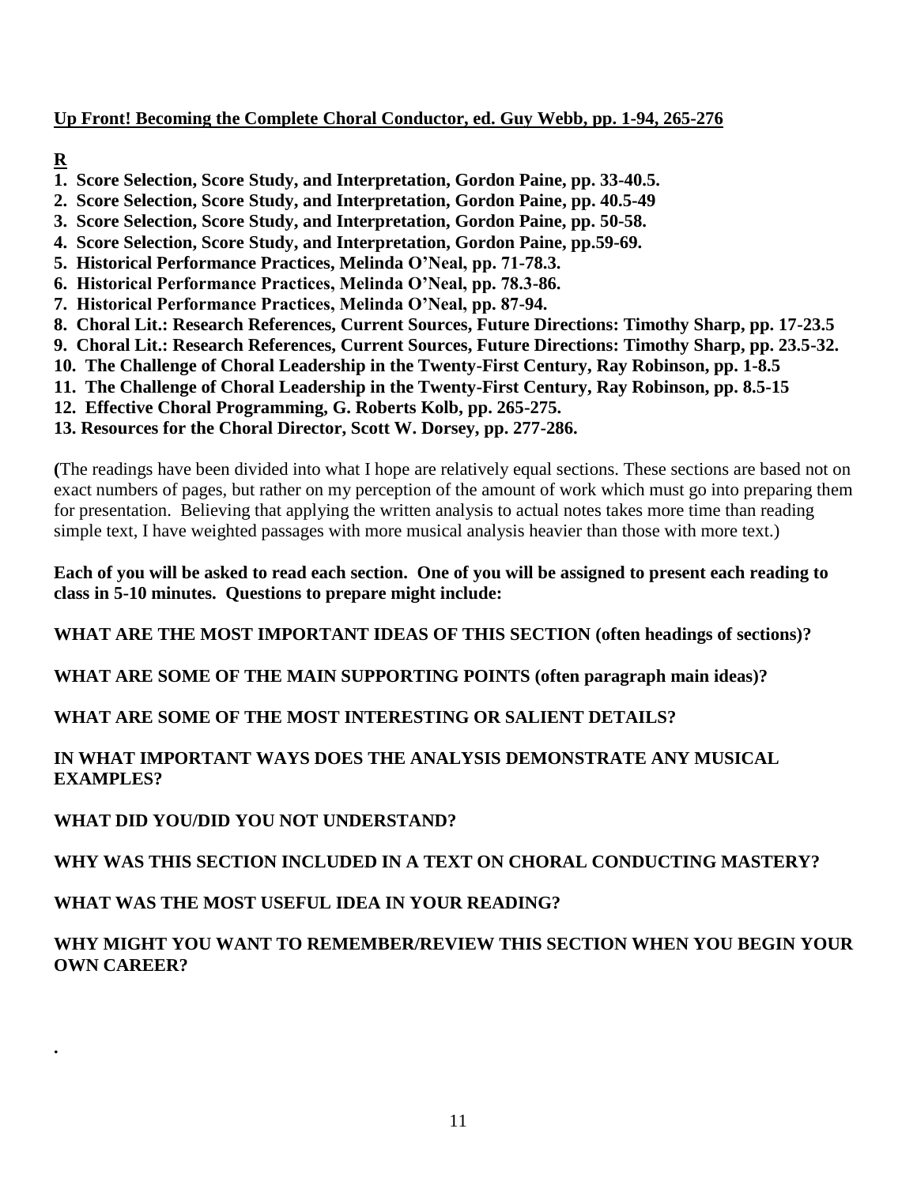**<u>Up Front! Becoming the Complete Choral Conductor, ed. Guy Webb, pp. 1-94, 265-276</u>**

**<u>R</u>**

1. **Score Selection, Score Study, and Interpretation, Gordon Paine, pp. 33-40.5.**
2. **Score Selection, Score Study, and Interpretation, Gordon Paine, pp. 40.5-49**
3. **Score Selection, Score Study, and Interpretation, Gordon Paine, pp. 50-58.**
4. **Score Selection, Score Study, and Interpretation, Gordon Paine, pp.59-69.**
5. **Historical Performance Practices, Melinda O'Neal, pp. 71-78.3.**
6. **Historical Performance Practices, Melinda O'Neal, pp. 78.3-86.**
7. **Historical Performance Practices, Melinda O'Neal, pp. 87-94.**
8. **Choral Lit.: Research References, Current Sources, Future Directions: Timothy Sharp, pp. 17-23.5**
9. **Choral Lit.: Research References, Current Sources, Future Directions: Timothy Sharp, pp. 23.5-32.**
10. **The Challenge of Choral Leadership in the Twenty-First Century, Ray Robinson, pp. 1-8.5**
11. **The Challenge of Choral Leadership in the Twenty-First Century, Ray Robinson, pp. 8.5-15**
12. **Effective Choral Programming, G. Roberts Kolb, pp. 265-275.**
13. **Resources for the Choral Director, Scott W. Dorsey, pp. 277-286.**

**(**The readings have been divided into what I hope are relatively equal sections. These sections are based not on exact numbers of pages, but rather on my perception of the amount of work which must go into preparing them for presentation. Believing that applying the written analysis to actual notes takes more time than reading simple text, I have weighted passages with more musical analysis heavier than those with more text.)

**Each of you will be asked to read each section. One of you will be assigned to present each reading to class in 5-10 minutes. Questions to prepare might include:**

**WHAT ARE THE MOST IMPORTANT IDEAS OF THIS SECTION (often headings of sections)?**

**WHAT ARE SOME OF THE MAIN SUPPORTING POINTS (often paragraph main ideas)?**

**WHAT ARE SOME OF THE MOST INTERESTING OR SALIENT DETAILS?**

**IN WHAT IMPORTANT WAYS DOES THE ANALYSIS DEMONSTRATE ANY MUSICAL EXAMPLES?**

**WHAT DID YOU/DID YOU NOT UNDERSTAND?**

**WHY WAS THIS SECTION INCLUDED IN A TEXT ON CHORAL CONDUCTING MASTERY?**

**WHAT WAS THE MOST USEFUL IDEA IN YOUR READING?**

**WHY MIGHT YOU WANT TO REMEMBER/REVIEW THIS SECTION WHEN YOU BEGIN YOUR OWN CAREER?**

.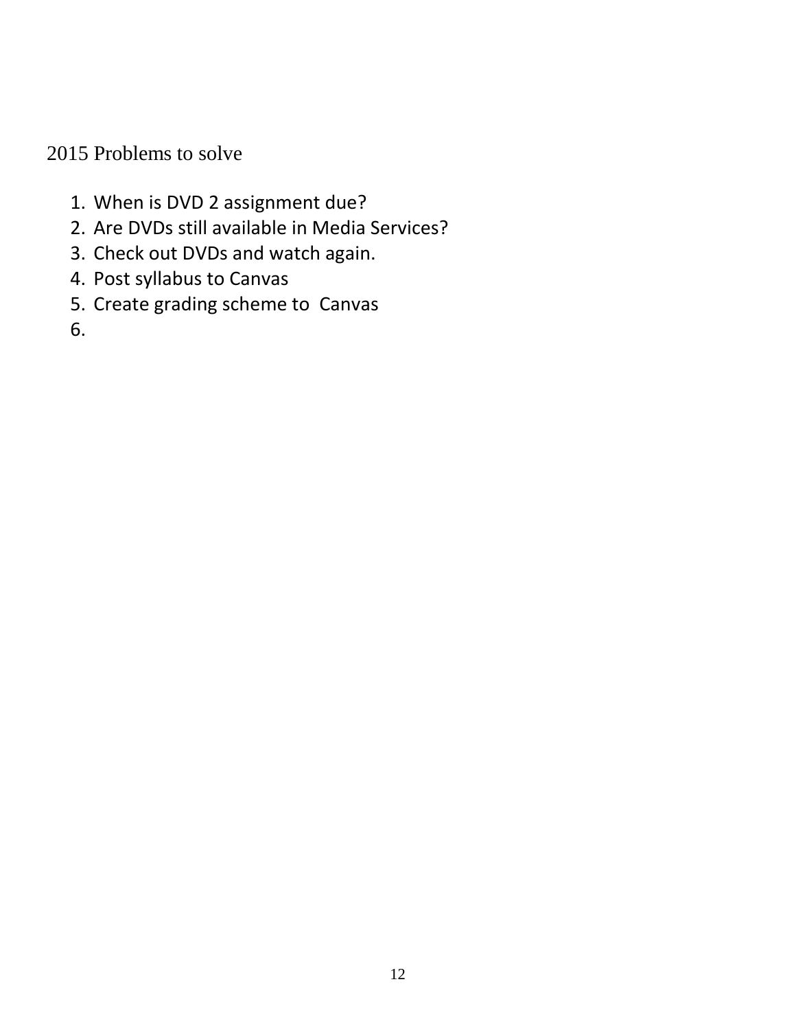2015 Problems to solve

1. When is DVD 2 assignment due?
2. Are DVDs still available in Media Services?
3. Check out DVDs and watch again.
4. Post syllabus to Canvas
5. Create grading scheme to  Canvas
6.